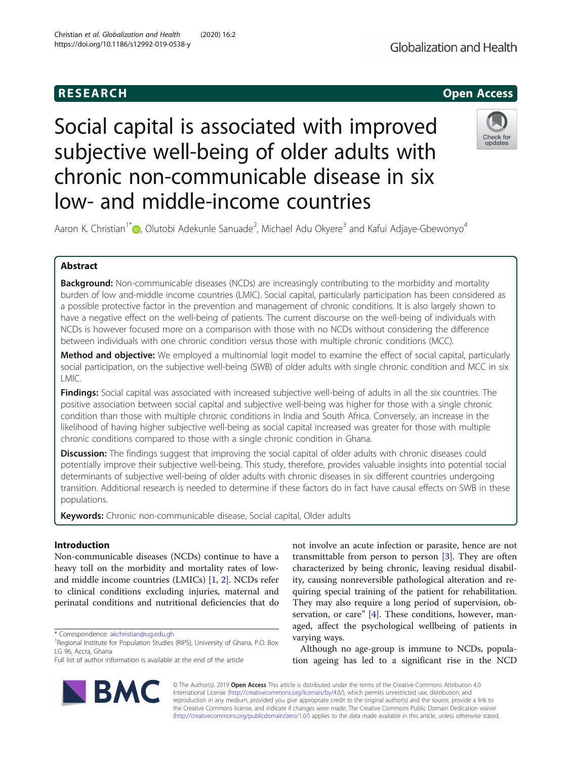RESEARCH

Open Access

# Social capital is associated with improved subjective well-being of older adults with chronic non-communicable disease in six low- and middle-income countries

Aaron K. Christian[1*], Olutobi Adekunle Sanuade[2], Michael Adu Okyere[3] and Kafui Adjaye-Gbewonyo[4]

## Abstract

**Background:** Non-communicable diseases (NCDs) are increasingly contributing to the morbidity and mortality burden of low and-middle income countries (LMIC). Social capital, particularly participation has been considered as a possible protective factor in the prevention and management of chronic conditions. It is also largely shown to have a negative effect on the well-being of patients. The current discourse on the well-being of individuals with NCDs is however focused more on a comparison with those with no NCDs without considering the difference between individuals with one chronic condition versus those with multiple chronic conditions (MCC).

**Method and objective:** We employed a multinomial logit model to examine the effect of social capital, particularly social participation, on the subjective well-being (SWB) of older adults with single chronic condition and MCC in six LMIC.

**Findings:** Social capital was associated with increased subjective well-being of adults in all the six countries. The positive association between social capital and subjective well-being was higher for those with a single chronic condition than those with multiple chronic conditions in India and South Africa. Conversely, an increase in the likelihood of having higher subjective well-being as social capital increased was greater for those with multiple chronic conditions compared to those with a single chronic condition in Ghana.

**Discussion:** The findings suggest that improving the social capital of older adults with chronic diseases could potentially improve their subjective well-being. This study, therefore, provides valuable insights into potential social determinants of subjective well-being of older adults with chronic diseases in six different countries undergoing transition. Additional research is needed to determine if these factors do in fact have causal effects on SWB in these populations.

**Keywords:** Chronic non-communicable disease, Social capital, Older adults

## Introduction

Non-communicable diseases (NCDs) continue to have a heavy toll on the morbidity and mortality rates of low- and middle income countries (LMICs) [1, 2]. NCDs refer to clinical conditions excluding injuries, maternal and perinatal conditions and nutritional deficiencies that do not involve an acute infection or parasite, hence are not transmittable from person to person [3]. They are often characterized by being chronic, leaving residual disability, causing nonreversible pathological alteration and requiring special training of the patient for rehabilitation. They may also require a long period of supervision, observation, or care" [4]. These conditions, however, managed, affect the psychological wellbeing of patients in varying ways.

Although no age-group is immune to NCDs, population ageing has led to a significant rise in the NCD

* Correspondence: akchristian@ug.edu.gh

[1]Regional Institute for Population Studies (RIPS), University of Ghana, P.O. Box LG 96, Accra, Ghana

Full list of author information is available at the end of the article

© The Author(s). 2019 **Open Access** This article is distributed under the terms of the Creative Commons Attribution 4.0 International License (http://creativecommons.org/licenses/by/4.0/), which permits unrestricted use, distribution, and reproduction in any medium, provided you give appropriate credit to the original author(s) and the source, provide a link to the Creative Commons license, and indicate if changes were made. The Creative Commons Public Domain Dedication waiver (http://creativecommons.org/publicdomain/zero/1.0/) applies to the data made available in this article, unless otherwise stated.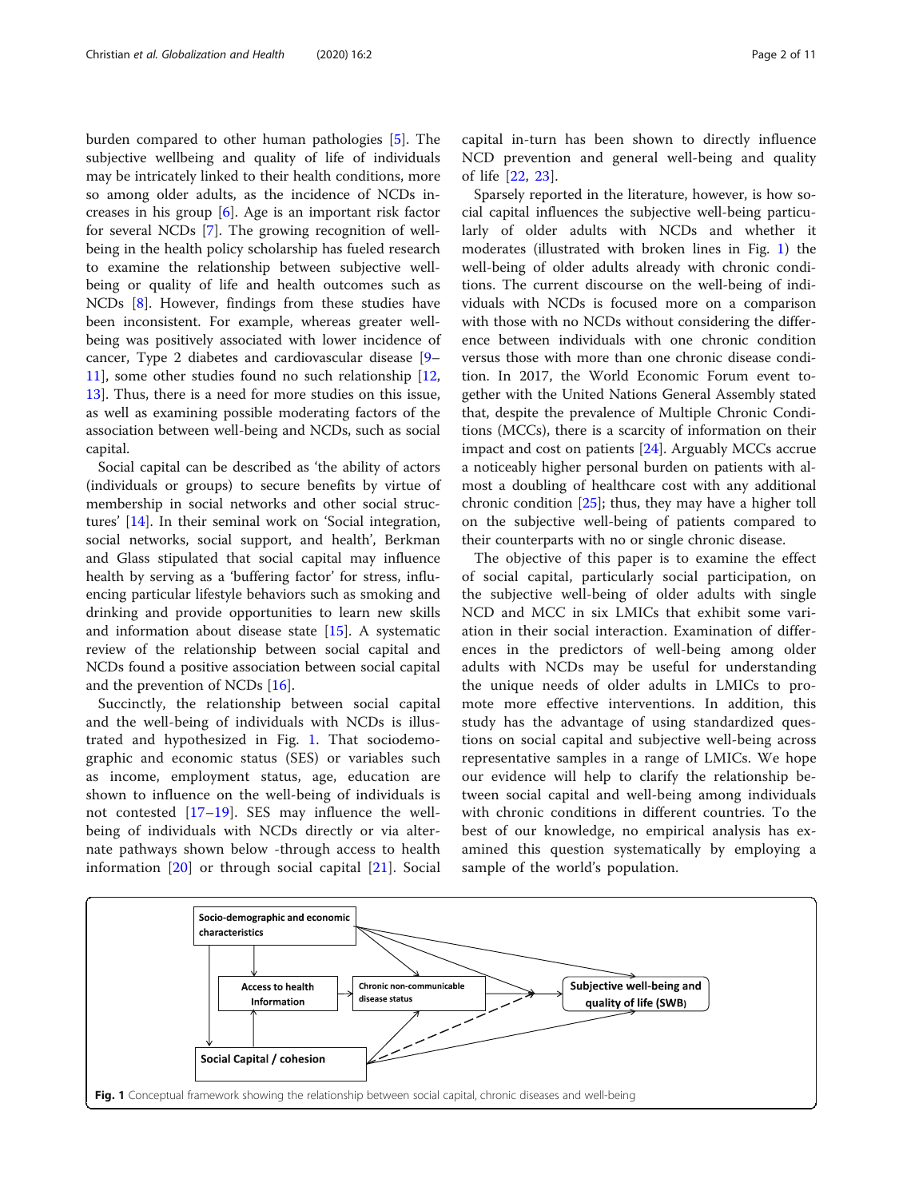burden compared to other human pathologies [5]. The subjective wellbeing and quality of life of individuals may be intricately linked to their health conditions, more so among older adults, as the incidence of NCDs increases in his group [6]. Age is an important risk factor for several NCDs [7]. The growing recognition of well-being in the health policy scholarship has fueled research to examine the relationship between subjective well-being or quality of life and health outcomes such as NCDs [8]. However, findings from these studies have been inconsistent. For example, whereas greater well-being was positively associated with lower incidence of cancer, Type 2 diabetes and cardiovascular disease [9–11], some other studies found no such relationship [12, 13]. Thus, there is a need for more studies on this issue, as well as examining possible moderating factors of the association between well-being and NCDs, such as social capital.

Social capital can be described as 'the ability of actors (individuals or groups) to secure benefits by virtue of membership in social networks and other social structures' [14]. In their seminal work on 'Social integration, social networks, social support, and health', Berkman and Glass stipulated that social capital may influence health by serving as a 'buffering factor' for stress, influencing particular lifestyle behaviors such as smoking and drinking and provide opportunities to learn new skills and information about disease state [15]. A systematic review of the relationship between social capital and NCDs found a positive association between social capital and the prevention of NCDs [16].

Succinctly, the relationship between social capital and the well-being of individuals with NCDs is illustrated and hypothesized in Fig. 1. That sociodemographic and economic status (SES) or variables such as income, employment status, age, education are shown to influence on the well-being of individuals is not contested [17–19]. SES may influence the well-being of individuals with NCDs directly or via alternate pathways shown below -through access to health information [20] or through social capital [21]. Social capital in-turn has been shown to directly influence NCD prevention and general well-being and quality of life [22, 23].

Sparsely reported in the literature, however, is how social capital influences the subjective well-being particularly of older adults with NCDs and whether it moderates (illustrated with broken lines in Fig. 1) the well-being of older adults already with chronic conditions. The current discourse on the well-being of individuals with NCDs is focused more on a comparison with those with no NCDs without considering the difference between individuals with one chronic condition versus those with more than one chronic disease condition. In 2017, the World Economic Forum event together with the United Nations General Assembly stated that, despite the prevalence of Multiple Chronic Conditions (MCCs), there is a scarcity of information on their impact and cost on patients [24]. Arguably MCCs accrue a noticeably higher personal burden on patients with almost a doubling of healthcare cost with any additional chronic condition [25]; thus, they may have a higher toll on the subjective well-being of patients compared to their counterparts with no or single chronic disease.

The objective of this paper is to examine the effect of social capital, particularly social participation, on the subjective well-being of older adults with single NCD and MCC in six LMICs that exhibit some variation in their social interaction. Examination of differences in the predictors of well-being among older adults with NCDs may be useful for understanding the unique needs of older adults in LMICs to promote more effective interventions. In addition, this study has the advantage of using standardized questions on social capital and subjective well-being across representative samples in a range of LMICs. We hope our evidence will help to clarify the relationship between social capital and well-being among individuals with chronic conditions in different countries. To the best of our knowledge, no empirical analysis has examined this question systematically by employing a sample of the world's population.

Socio-demographic and economic characteristics

Access to health Information

Chronic non-communicable disease status

Subjective well-being and quality of life (SWB)

Social Capital / cohesion

**Fig. 1** Conceptual framework showing the relationship between social capital, chronic diseases and well-being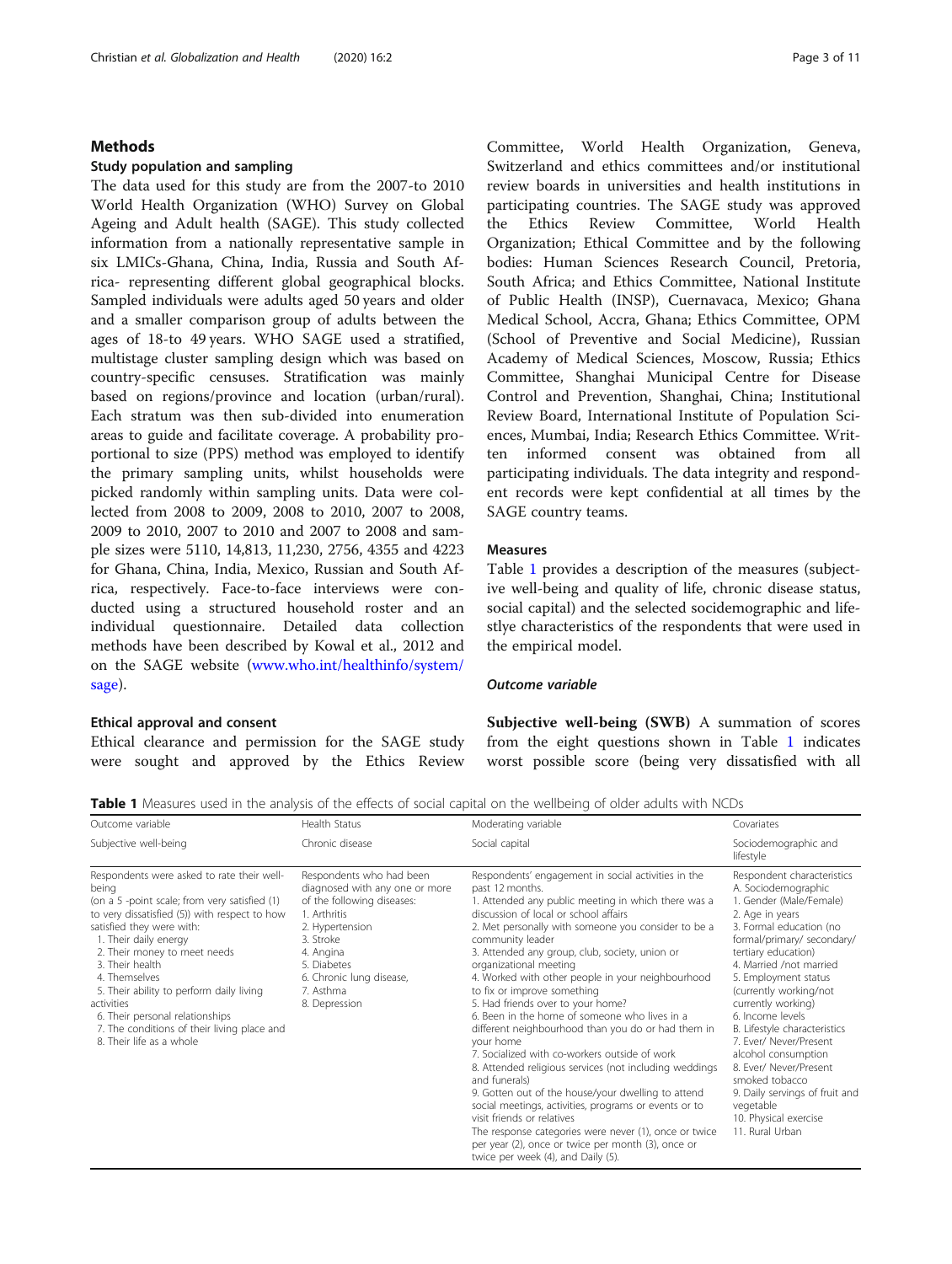## Methods

### Study population and sampling

The data used for this study are from the 2007-to 2010 World Health Organization (WHO) Survey on Global Ageing and Adult health (SAGE). This study collected information from a nationally representative sample in six LMICs-Ghana, China, India, Russia and South Africa- representing different global geographical blocks. Sampled individuals were adults aged 50 years and older and a smaller comparison group of adults between the ages of 18-to 49 years. WHO SAGE used a stratified, multistage cluster sampling design which was based on country-specific censuses. Stratification was mainly based on regions/province and location (urban/rural). Each stratum was then sub-divided into enumeration areas to guide and facilitate coverage. A probability proportional to size (PPS) method was employed to identify the primary sampling units, whilst households were picked randomly within sampling units. Data were collected from 2008 to 2009, 2008 to 2010, 2007 to 2008, 2009 to 2010, 2007 to 2010 and 2007 to 2008 and sample sizes were 5110, 14,813, 11,230, 2756, 4355 and 4223 for Ghana, China, India, Mexico, Russian and South Africa, respectively. Face-to-face interviews were conducted using a structured household roster and an individual questionnaire. Detailed data collection methods have been described by Kowal et al., 2012 and on the SAGE website (www.who.int/healthinfo/system/sage).

### Ethical approval and consent

Ethical clearance and permission for the SAGE study were sought and approved by the Ethics Review Committee, World Health Organization, Geneva, Switzerland and ethics committees and/or institutional review boards in universities and health institutions in participating countries. The SAGE study was approved the Ethics Review Committee, World Health Organization; Ethical Committee and by the following bodies: Human Sciences Research Council, Pretoria, South Africa; and Ethics Committee, National Institute of Public Health (INSP), Cuernavaca, Mexico; Ghana Medical School, Accra, Ghana; Ethics Committee, OPM (School of Preventive and Social Medicine), Russian Academy of Medical Sciences, Moscow, Russia; Ethics Committee, Shanghai Municipal Centre for Disease Control and Prevention, Shanghai, China; Institutional Review Board, International Institute of Population Sciences, Mumbai, India; Research Ethics Committee. Written informed consent was obtained from all participating individuals. The data integrity and respondent records were kept confidential at all times by the SAGE country teams.

### Measures

Table 1 provides a description of the measures (subjective well-being and quality of life, chronic disease status, social capital) and the selected socidemographic and lifestlye characteristics of the respondents that were used in the empirical model.

#### *Outcome variable*

**Subjective well-being (SWB)** A summation of scores from the eight questions shown in Table 1 indicates worst possible score (being very dissatisfied with all

**Table 1** Measures used in the analysis of the effects of social capital on the wellbeing of older adults with NCDs

| Outcome variable | Health Status | Moderating variable | Covariates |
|---|---|---|---|
| Subjective well-being | Chronic disease | Social capital | Sociodemographic and lifestyle |
| Respondents were asked to rate their well-being (on a 5 -point scale; from very satisfied (1) to very dissatisfied (5)) with respect to how satisfied they were with:<br>1. Their daily energy<br>2. Their money to meet needs<br>3. Their health<br>4. Themselves<br>5. Their ability to perform daily living activities<br>6. Their personal relationships<br>7. The conditions of their living place and<br>8. Their life as a whole | Respondents who had been diagnosed with any one or more of the following diseases:<br>1. Arthritis<br>2. Hypertension<br>3. Stroke<br>4. Angina<br>5. Diabetes<br>6. Chronic lung disease,<br>7. Asthma<br>8. Depression | Respondents' engagement in social activities in the past 12 months.<br>1. Attended any public meeting in which there was a discussion of local or school affairs<br>2. Met personally with someone you consider to be a community leader<br>3. Attended any group, club, society, union or organizational meeting<br>4. Worked with other people in your neighbourhood to fix or improve something<br>5. Had friends over to your home?<br>6. Been in the home of someone who lives in a different neighbourhood than you do or had them in your home<br>7. Socialized with co-workers outside of work<br>8. Attended religious services (not including weddings and funerals)<br>9. Gotten out of the house/your dwelling to attend social meetings, activities, programs or events or to visit friends or relatives<br>The response categories were never (1), once or twice per year (2), once or twice per month (3), once or twice per week (4), and Daily (5). | Respondent characteristics<br>A. Sociodemographic<br>1. Gender (Male/Female)<br>2. Age in years<br>3. Formal education (no formal/primary/ secondary/ tertiary education)<br>4. Married /not married<br>5. Employment status (currently working/not currently working)<br>6. Income levels<br>B. Lifestyle characteristics<br>7. Ever/ Never/Present alcohol consumption<br>8. Ever/ Never/Present smoked tobacco<br>9. Daily servings of fruit and vegetable<br>10. Physical exercise<br>11. Rural Urban |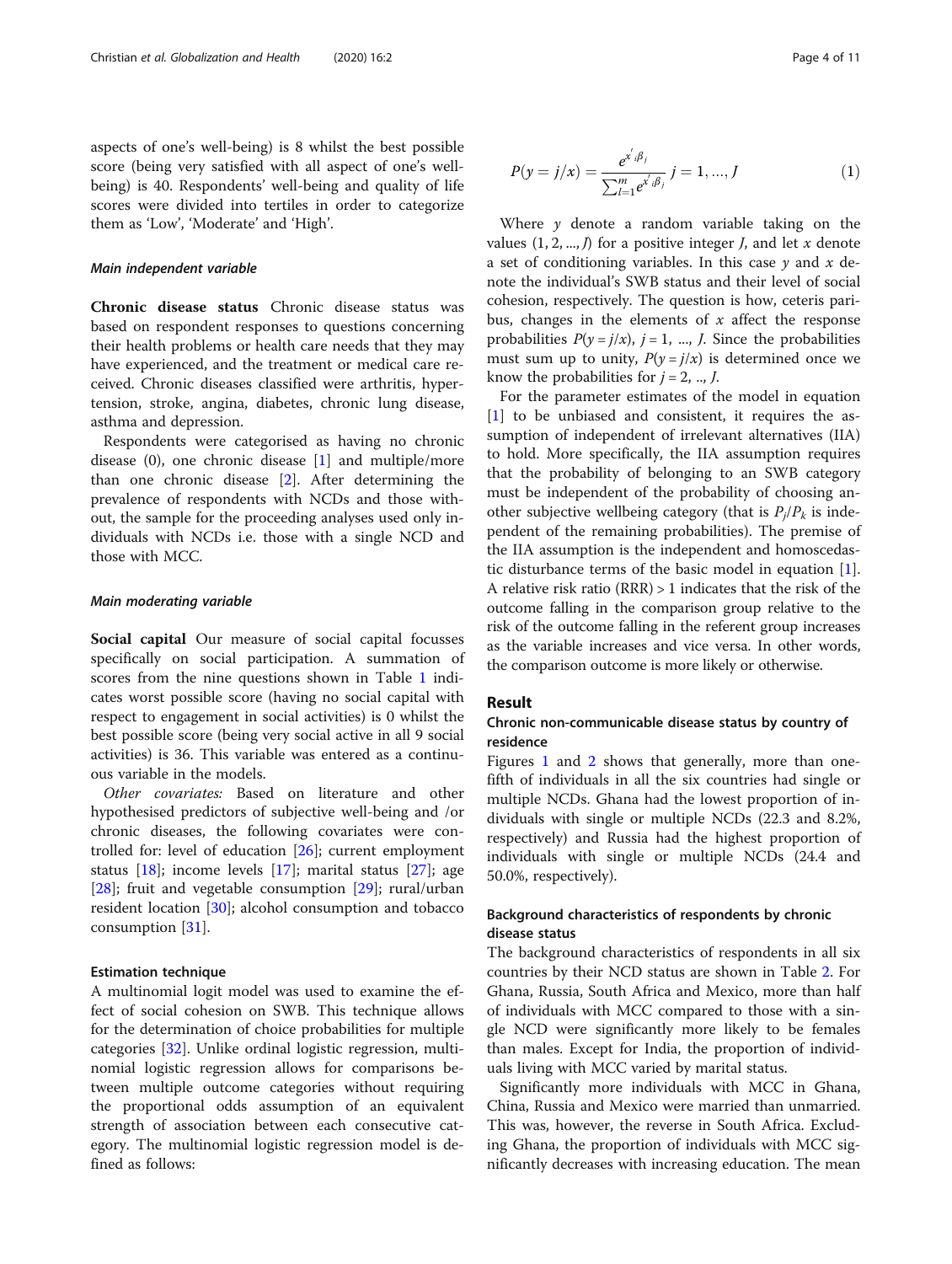aspects of one's well-being) is 8 whilst the best possible score (being very satisfied with all aspect of one's well-being) is 40. Respondents' well-being and quality of life scores were divided into tertiles in order to categorize them as 'Low', 'Moderate' and 'High'.

#### Main independent variable

**Chronic disease status** Chronic disease status was based on respondent responses to questions concerning their health problems or health care needs that they may have experienced, and the treatment or medical care received. Chronic diseases classified were arthritis, hypertension, stroke, angina, diabetes, chronic lung disease, asthma and depression.

Respondents were categorised as having no chronic disease (0), one chronic disease [1] and multiple/more than one chronic disease [2]. After determining the prevalence of respondents with NCDs and those without, the sample for the proceeding analyses used only individuals with NCDs i.e. those with a single NCD and those with MCC.

#### Main moderating variable

**Social capital** Our measure of social capital focusses specifically on social participation. A summation of scores from the nine questions shown in Table 1 indicates worst possible score (having no social capital with respect to engagement in social activities) is 0 whilst the best possible score (being very social active in all 9 social activities) is 36. This variable was entered as a continuous variable in the models.

*Other covariates:* Based on literature and other hypothesised predictors of subjective well-being and /or chronic diseases, the following covariates were controlled for: level of education [26]; current employment status [18]; income levels [17]; marital status [27]; age [28]; fruit and vegetable consumption [29]; rural/urban resident location [30]; alcohol consumption and tobacco consumption [31].

### Estimation technique

A multinomial logit model was used to examine the effect of social cohesion on SWB. This technique allows for the determination of choice probabilities for multiple categories [32]. Unlike ordinal logistic regression, multinomial logistic regression allows for comparisons between multiple outcome categories without requiring the proportional odds assumption of an equivalent strength of association between each consecutive category. The multinomial logistic regression model is defined as follows:

$$P(y = j/x) = \frac{e^{x'_i\beta_j}}{\sum_{l=1}^{m} e^{x'_i\beta_j}}\; j = 1, ..., J \qquad (1)$$

Where $y$ denote a random variable taking on the values $(1, 2, ..., J)$ for a positive integer $J$, and let $x$ denote a set of conditioning variables. In this case $y$ and $x$ denote the individual's SWB status and their level of social cohesion, respectively. The question is how, ceteris paribus, changes in the elements of $x$ affect the response probabilities $P(y = j/x)$, $j = 1, ..., J$. Since the probabilities must sum up to unity, $P(y = j/x)$ is determined once we know the probabilities for $j = 2, .., J$.

For the parameter estimates of the model in equation [1] to be unbiased and consistent, it requires the assumption of independent of irrelevant alternatives (IIA) to hold. More specifically, the IIA assumption requires that the probability of belonging to an SWB category must be independent of the probability of choosing another subjective wellbeing category (that is $P_j/P_k$ is independent of the remaining probabilities). The premise of the IIA assumption is the independent and homoscedastic disturbance terms of the basic model in equation [1]. A relative risk ratio (RRR) > 1 indicates that the risk of the outcome falling in the comparison group relative to the risk of the outcome falling in the referent group increases as the variable increases and vice versa. In other words, the comparison outcome is more likely or otherwise.

## Result

### Chronic non-communicable disease status by country of residence

Figures 1 and 2 shows that generally, more than one-fifth of individuals in all the six countries had single or multiple NCDs. Ghana had the lowest proportion of individuals with single or multiple NCDs (22.3 and 8.2%, respectively) and Russia had the highest proportion of individuals with single or multiple NCDs (24.4 and 50.0%, respectively).

### Background characteristics of respondents by chronic disease status

The background characteristics of respondents in all six countries by their NCD status are shown in Table 2. For Ghana, Russia, South Africa and Mexico, more than half of individuals with MCC compared to those with a single NCD were significantly more likely to be females than males. Except for India, the proportion of individuals living with MCC varied by marital status.

Significantly more individuals with MCC in Ghana, China, Russia and Mexico were married than unmarried. This was, however, the reverse in South Africa. Excluding Ghana, the proportion of individuals with MCC significantly decreases with increasing education. The mean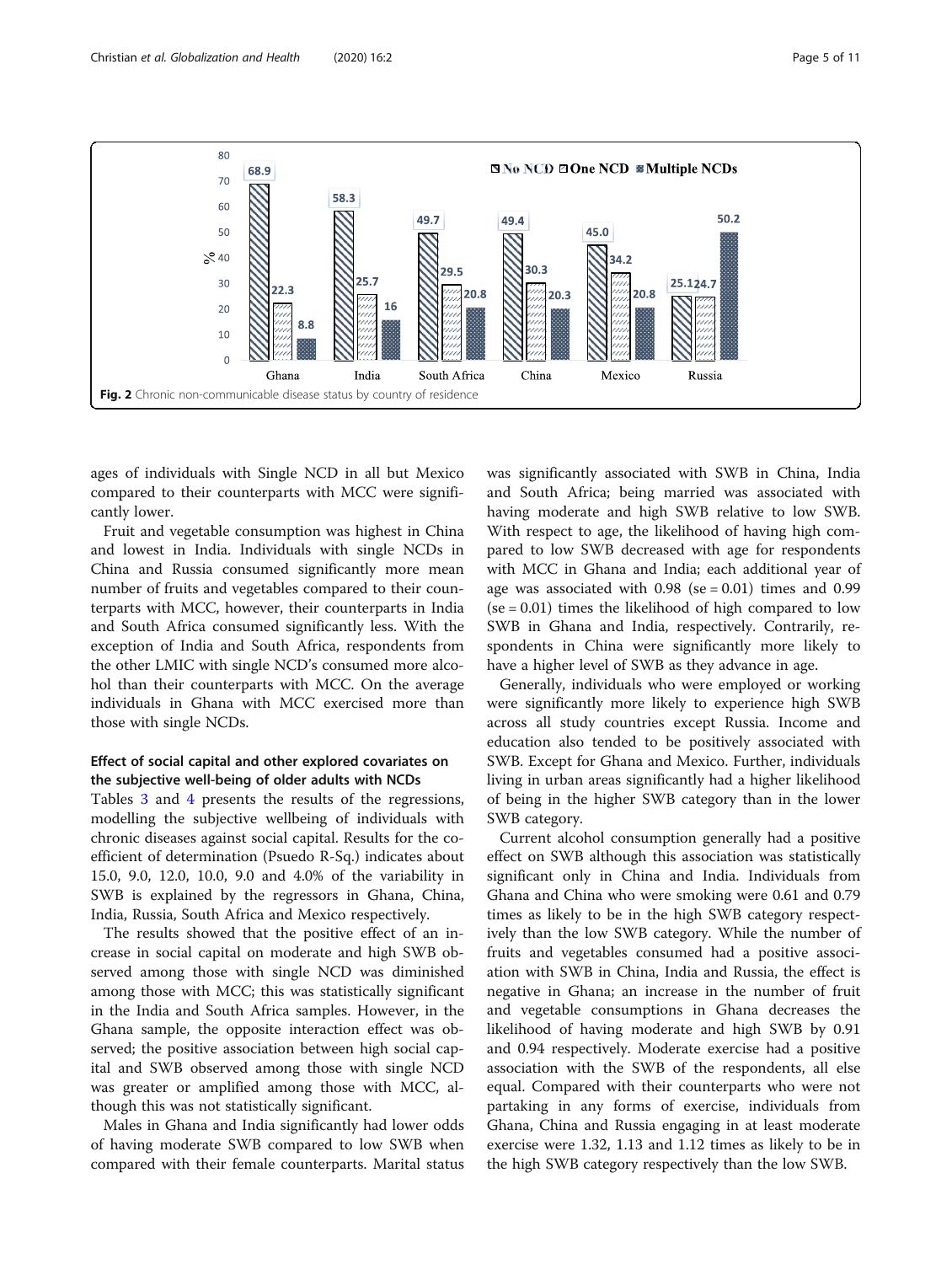**Fig. 2** Chronic non-communicable disease status by country of residence

ages of individuals with Single NCD in all but Mexico compared to their counterparts with MCC were significantly lower.

Fruit and vegetable consumption was highest in China and lowest in India. Individuals with single NCDs in China and Russia consumed significantly more mean number of fruits and vegetables compared to their counterparts with MCC, however, their counterparts in India and South Africa consumed significantly less. With the exception of India and South Africa, respondents from the other LMIC with single NCD's consumed more alcohol than their counterparts with MCC. On the average individuals in Ghana with MCC exercised more than those with single NCDs.

### Effect of social capital and other explored covariates on the subjective well-being of older adults with NCDs

Tables 3 and 4 presents the results of the regressions, modelling the subjective wellbeing of individuals with chronic diseases against social capital. Results for the coefficient of determination (Psuedo R-Sq.) indicates about 15.0, 9.0, 12.0, 10.0, 9.0 and 4.0% of the variability in SWB is explained by the regressors in Ghana, China, India, Russia, South Africa and Mexico respectively.

The results showed that the positive effect of an increase in social capital on moderate and high SWB observed among those with single NCD was diminished among those with MCC; this was statistically significant in the India and South Africa samples. However, in the Ghana sample, the opposite interaction effect was observed; the positive association between high social capital and SWB observed among those with single NCD was greater or amplified among those with MCC, although this was not statistically significant.

Males in Ghana and India significantly had lower odds of having moderate SWB compared to low SWB when compared with their female counterparts. Marital status was significantly associated with SWB in China, India and South Africa; being married was associated with having moderate and high SWB relative to low SWB. With respect to age, the likelihood of having high compared to low SWB decreased with age for respondents with MCC in Ghana and India; each additional year of age was associated with 0.98 (se = 0.01) times and 0.99 (se = 0.01) times the likelihood of high compared to low SWB in Ghana and India, respectively. Contrarily, respondents in China were significantly more likely to have a higher level of SWB as they advance in age.

Generally, individuals who were employed or working were significantly more likely to experience high SWB across all study countries except Russia. Income and education also tended to be positively associated with SWB. Except for Ghana and Mexico. Further, individuals living in urban areas significantly had a higher likelihood of being in the higher SWB category than in the lower SWB category.

Current alcohol consumption generally had a positive effect on SWB although this association was statistically significant only in China and India. Individuals from Ghana and China who were smoking were 0.61 and 0.79 times as likely to be in the high SWB category respectively than the low SWB category. While the number of fruits and vegetables consumed had a positive association with SWB in China, India and Russia, the effect is negative in Ghana; an increase in the number of fruit and vegetable consumptions in Ghana decreases the likelihood of having moderate and high SWB by 0.91 and 0.94 respectively. Moderate exercise had a positive association with the SWB of the respondents, all else equal. Compared with their counterparts who were not partaking in any forms of exercise, individuals from Ghana, China and Russia engaging in at least moderate exercise were 1.32, 1.13 and 1.12 times as likely to be in the high SWB category respectively than the low SWB.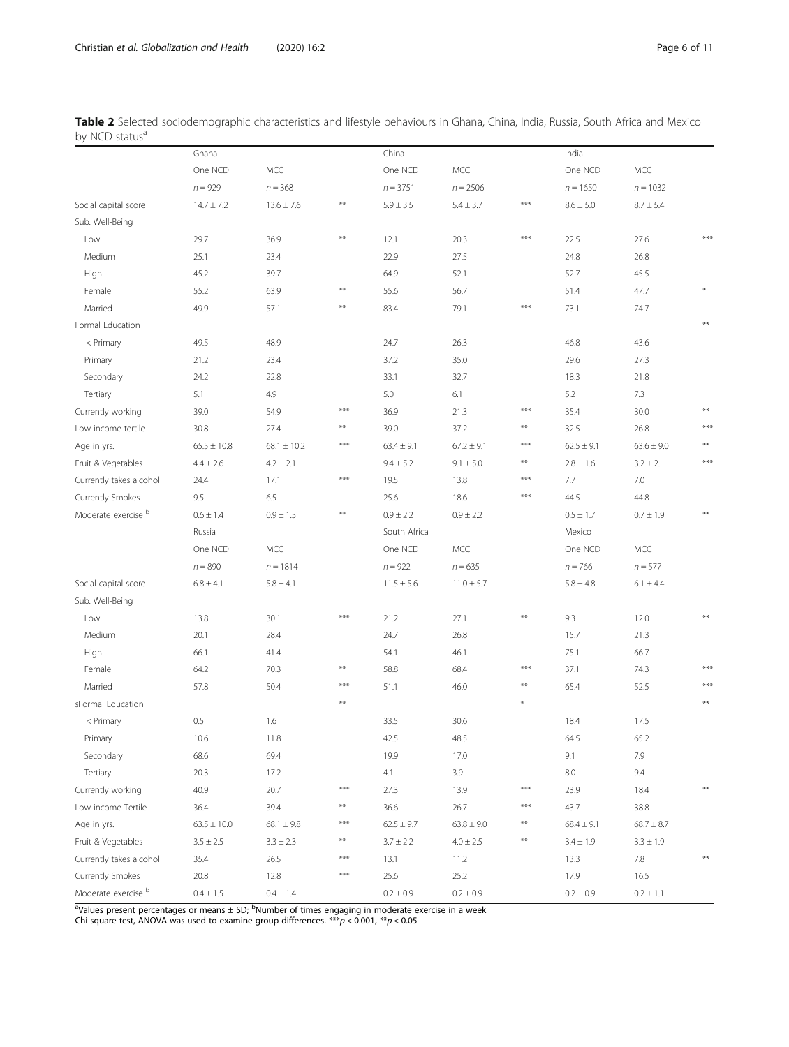**Table 2** Selected sociodemographic characteristics and lifestyle behaviours in Ghana, China, India, Russia, South Africa and Mexico by NCD status[a]

| | Ghana | | | China | | | India | | |
|---|---|---|---|---|---|---|---|---|---|
| | One NCD | MCC | | One NCD | MCC | | One NCD | MCC | |
| | n = 929 | n = 368 | | n = 3751 | n = 2506 | | n = 1650 | n = 1032 | |
| Social capital score | 14.7 ± 7.2 | 13.6 ± 7.6 | ** | 5.9 ± 3.5 | 5.4 ± 3.7 | *** | 8.6 ± 5.0 | 8.7 ± 5.4 | |
| Sub. Well-Being | | | | | | | | | |
| Low | 29.7 | 36.9 | ** | 12.1 | 20.3 | *** | 22.5 | 27.6 | *** |
| Medium | 25.1 | 23.4 | | 22.9 | 27.5 | | 24.8 | 26.8 | |
| High | 45.2 | 39.7 | | 64.9 | 52.1 | | 52.7 | 45.5 | |
| Female | 55.2 | 63.9 | ** | 55.6 | 56.7 | | 51.4 | 47.7 | * |
| Married | 49.9 | 57.1 | ** | 83.4 | 79.1 | *** | 73.1 | 74.7 | |
| Formal Education | | | | | | | | | ** |
| < Primary | 49.5 | 48.9 | | 24.7 | 26.3 | | 46.8 | 43.6 | |
| Primary | 21.2 | 23.4 | | 37.2 | 35.0 | | 29.6 | 27.3 | |
| Secondary | 24.2 | 22.8 | | 33.1 | 32.7 | | 18.3 | 21.8 | |
| Tertiary | 5.1 | 4.9 | | 5.0 | 6.1 | | 5.2 | 7.3 | |
| Currently working | 39.0 | 54.9 | *** | 36.9 | 21.3 | *** | 35.4 | 30.0 | ** |
| Low income tertile | 30.8 | 27.4 | ** | 39.0 | 37.2 | ** | 32.5 | 26.8 | *** |
| Age in yrs. | 65.5 ± 10.8 | 68.1 ± 10.2 | *** | 63.4 ± 9.1 | 67.2 ± 9.1 | *** | 62.5 ± 9.1 | 63.6 ± 9.0 | ** |
| Fruit & Vegetables | 4.4 ± 2.6 | 4.2 ± 2.1 | | 9.4 ± 5.2 | 9.1 ± 5.0 | ** | 2.8 ± 1.6 | 3.2 ± 2. | *** |
| Currently takes alcohol | 24.4 | 17.1 | *** | 19.5 | 13.8 | *** | 7.7 | 7.0 | |
| Currently Smokes | 9.5 | 6.5 | | 25.6 | 18.6 | *** | 44.5 | 44.8 | |
| Moderate exercise [b] | 0.6 ± 1.4 | 0.9 ± 1.5 | ** | 0.9 ± 2.2 | 0.9 ± 2.2 | | 0.5 ± 1.7 | 0.7 ± 1.9 | ** |
| | Russia | | | South Africa | | | Mexico | | |
| | One NCD | MCC | | One NCD | MCC | | One NCD | MCC | |
| | n = 890 | n = 1814 | | n = 922 | n = 635 | | n = 766 | n = 577 | |
| Social capital score | 6.8 ± 4.1 | 5.8 ± 4.1 | | 11.5 ± 5.6 | 11.0 ± 5.7 | | 5.8 ± 4.8 | 6.1 ± 4.4 | |
| Sub. Well-Being | | | | | | | | | |
| Low | 13.8 | 30.1 | *** | 21.2 | 27.1 | ** | 9.3 | 12.0 | ** |
| Medium | 20.1 | 28.4 | | 24.7 | 26.8 | | 15.7 | 21.3 | |
| High | 66.1 | 41.4 | | 54.1 | 46.1 | | 75.1 | 66.7 | |
| Female | 64.2 | 70.3 | ** | 58.8 | 68.4 | *** | 37.1 | 74.3 | *** |
| Married | 57.8 | 50.4 | *** | 51.1 | 46.0 | ** | 65.4 | 52.5 | *** |
| sFormal Education | | | ** | | | * | | | ** |
| < Primary | 0.5 | 1.6 | | 33.5 | 30.6 | | 18.4 | 17.5 | |
| Primary | 10.6 | 11.8 | | 42.5 | 48.5 | | 64.5 | 65.2 | |
| Secondary | 68.6 | 69.4 | | 19.9 | 17.0 | | 9.1 | 7.9 | |
| Tertiary | 20.3 | 17.2 | | 4.1 | 3.9 | | 8.0 | 9.4 | |
| Currently working | 40.9 | 20.7 | *** | 27.3 | 13.9 | *** | 23.9 | 18.4 | ** |
| Low income Tertile | 36.4 | 39.4 | ** | 36.6 | 26.7 | *** | 43.7 | 38.8 | |
| Age in yrs. | 63.5 ± 10.0 | 68.1 ± 9.8 | *** | 62.5 ± 9.7 | 63.8 ± 9.0 | ** | 68.4 ± 9.1 | 68.7 ± 8.7 | |
| Fruit & Vegetables | 3.5 ± 2.5 | 3.3 ± 2.3 | ** | 3.7 ± 2.2 | 4.0 ± 2.5 | ** | 3.4 ± 1.9 | 3.3 ± 1.9 | |
| Currently takes alcohol | 35.4 | 26.5 | *** | 13.1 | 11.2 | | 13.3 | 7.8 | ** |
| Currently Smokes | 20.8 | 12.8 | *** | 25.6 | 25.2 | | 17.9 | 16.5 | |
| Moderate exercise [b] | 0.4 ± 1.5 | 0.4 ± 1.4 | | 0.2 ± 0.9 | 0.2 ± 0.9 | | 0.2 ± 0.9 | 0.2 ± 1.1 | |

[a]Values present percentages or means ± SD; [b]Number of times engaging in moderate exercise in a week
Chi-square test, ANOVA was used to examine group differences. ***$p < 0.001$, **$p < 0.05$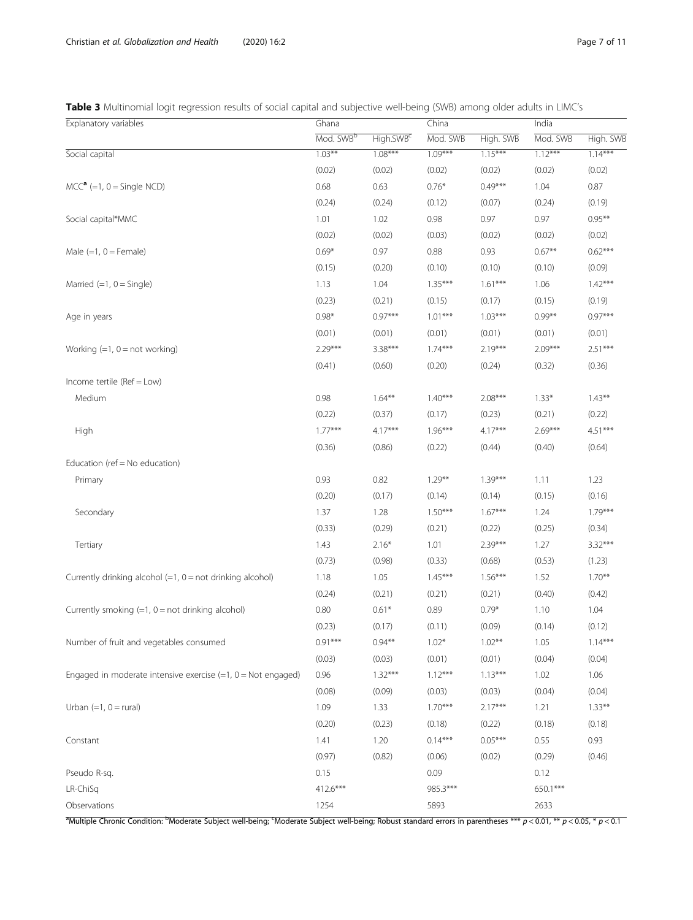**Table 3** Multinomial logit regression results of social capital and subjective well-being (SWB) among older adults in LIMC's

| Explanatory variables | Ghana | | China | | India | |
|---|---|---|---|---|---|---|
| | Mod. SWB[b] | High.SWB[c] | Mod. SWB | High. SWB | Mod. SWB | High. SWB |
| Social capital | 1.03** | 1.08*** | 1.09*** | 1.15*** | 1.12*** | 1.14*** |
| | (0.02) | (0.02) | (0.02) | (0.02) | (0.02) | (0.02) |
| MCC[a] (=1, 0 = Single NCD) | 0.68 | 0.63 | 0.76* | 0.49*** | 1.04 | 0.87 |
| | (0.24) | (0.24) | (0.12) | (0.07) | (0.24) | (0.19) |
| Social capital*MMC | 1.01 | 1.02 | 0.98 | 0.97 | 0.97 | 0.95** |
| | (0.02) | (0.02) | (0.03) | (0.02) | (0.02) | (0.02) |
| Male (=1, 0 = Female) | 0.69* | 0.97 | 0.88 | 0.93 | 0.67** | 0.62*** |
| | (0.15) | (0.20) | (0.10) | (0.10) | (0.10) | (0.09) |
| Married (=1, 0 = Single) | 1.13 | 1.04 | 1.35*** | 1.61*** | 1.06 | 1.42*** |
| | (0.23) | (0.21) | (0.15) | (0.17) | (0.15) | (0.19) |
| Age in years | 0.98* | 0.97*** | 1.01*** | 1.03*** | 0.99** | 0.97*** |
| | (0.01) | (0.01) | (0.01) | (0.01) | (0.01) | (0.01) |
| Working (=1, 0 = not working) | 2.29*** | 3.38*** | 1.74*** | 2.19*** | 2.09*** | 2.51*** |
| | (0.41) | (0.60) | (0.20) | (0.24) | (0.32) | (0.36) |
| Income tertile (Ref = Low) | | | | | | |
| Medium | 0.98 | 1.64** | 1.40*** | 2.08*** | 1.33* | 1.43** |
| | (0.22) | (0.37) | (0.17) | (0.23) | (0.21) | (0.22) |
| High | 1.77*** | 4.17*** | 1.96*** | 4.17*** | 2.69*** | 4.51*** |
| | (0.36) | (0.86) | (0.22) | (0.44) | (0.40) | (0.64) |
| Education (ref = No education) | | | | | | |
| Primary | 0.93 | 0.82 | 1.29** | 1.39*** | 1.11 | 1.23 |
| | (0.20) | (0.17) | (0.14) | (0.14) | (0.15) | (0.16) |
| Secondary | 1.37 | 1.28 | 1.50*** | 1.67*** | 1.24 | 1.79*** |
| | (0.33) | (0.29) | (0.21) | (0.22) | (0.25) | (0.34) |
| Tertiary | 1.43 | 2.16* | 1.01 | 2.39*** | 1.27 | 3.32*** |
| | (0.73) | (0.98) | (0.33) | (0.68) | (0.53) | (1.23) |
| Currently drinking alcohol (=1, 0 = not drinking alcohol) | 1.18 | 1.05 | 1.45*** | 1.56*** | 1.52 | 1.70** |
| | (0.24) | (0.21) | (0.21) | (0.21) | (0.40) | (0.42) |
| Currently smoking (=1, 0 = not drinking alcohol) | 0.80 | 0.61* | 0.89 | 0.79* | 1.10 | 1.04 |
| | (0.23) | (0.17) | (0.11) | (0.09) | (0.14) | (0.12) |
| Number of fruit and vegetables consumed | 0.91*** | 0.94** | 1.02* | 1.02** | 1.05 | 1.14*** |
| | (0.03) | (0.03) | (0.01) | (0.01) | (0.04) | (0.04) |
| Engaged in moderate intensive exercise (=1, 0 = Not engaged) | 0.96 | 1.32*** | 1.12*** | 1.13*** | 1.02 | 1.06 |
| | (0.08) | (0.09) | (0.03) | (0.03) | (0.04) | (0.04) |
| Urban (=1, 0 = rural) | 1.09 | 1.33 | 1.70*** | 2.17*** | 1.21 | 1.33** |
| | (0.20) | (0.23) | (0.18) | (0.22) | (0.18) | (0.18) |
| Constant | 1.41 | 1.20 | 0.14*** | 0.05*** | 0.55 | 0.93 |
| | (0.97) | (0.82) | (0.06) | (0.02) | (0.29) | (0.46) |
| Pseudo R-sq. | 0.15 | | 0.09 | | 0.12 | |
| LR-ChiSq | 412.6*** | | 985.3*** | | 650.1*** | |
| Observations | 1254 | | 5893 | | 2633 | |

[a]Multiple Chronic Condition; [b]Moderate Subject well-being; [c]Moderate Subject well-being; Robust standard errors in parentheses *** $p < 0.01$, ** $p < 0.05$, * $p < 0.1$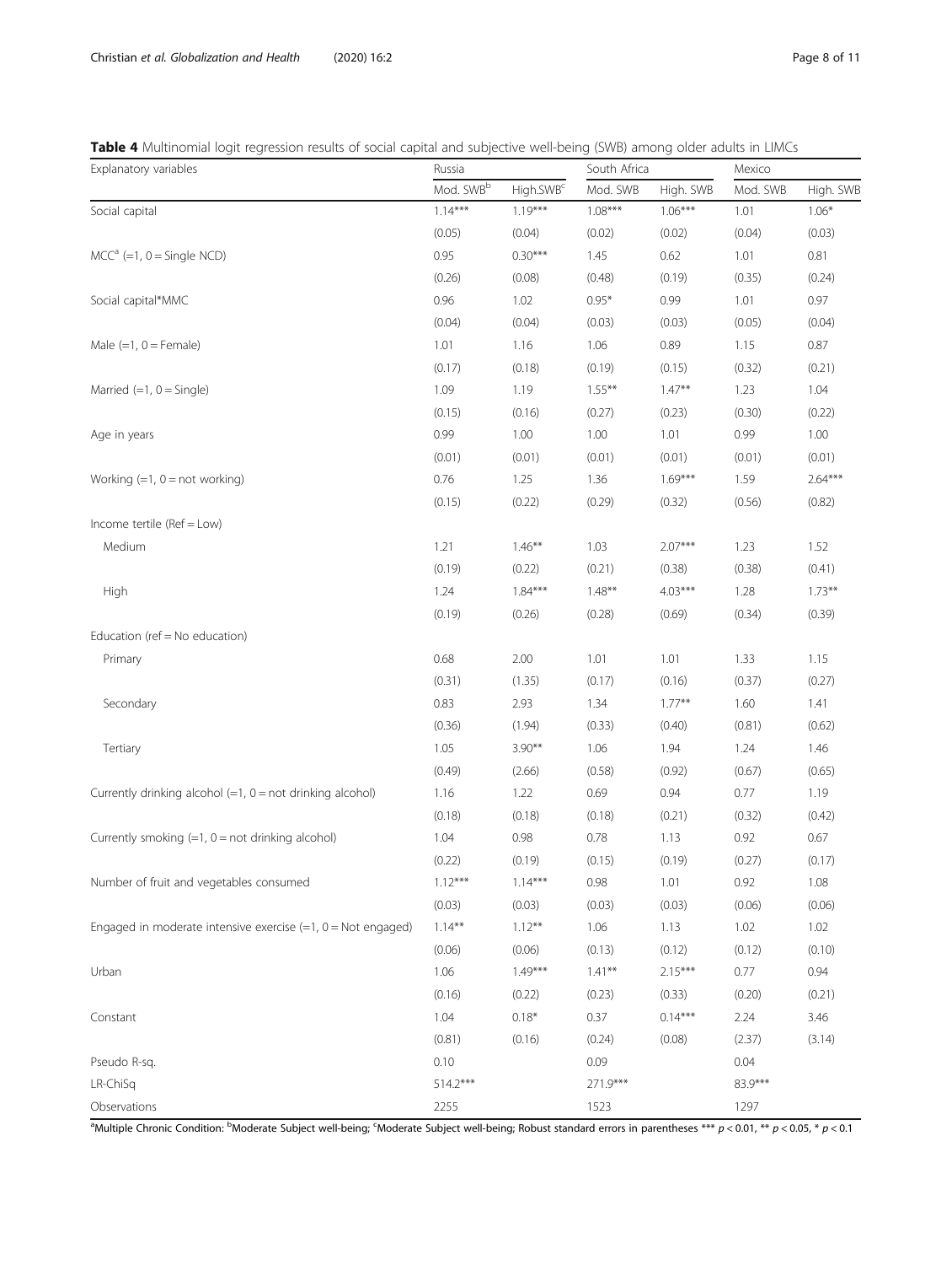**Table 4** Multinomial logit regression results of social capital and subjective well-being (SWB) among older adults in LIMCs

| Explanatory variables | Russia | | South Africa | | Mexico | |
|---|---|---|---|---|---|---|
| | Mod. SWB[b] | High.SWB[c] | Mod. SWB | High. SWB | Mod. SWB | High. SWB |
| Social capital | 1.14*** | 1.19*** | 1.08*** | 1.06*** | 1.01 | 1.06* |
| | (0.05) | (0.04) | (0.02) | (0.02) | (0.04) | (0.03) |
| MCC[a] (=1, 0 = Single NCD) | 0.95 | 0.30*** | 1.45 | 0.62 | 1.01 | 0.81 |
| | (0.26) | (0.08) | (0.48) | (0.19) | (0.35) | (0.24) |
| Social capital*MMC | 0.96 | 1.02 | 0.95* | 0.99 | 1.01 | 0.97 |
| | (0.04) | (0.04) | (0.03) | (0.03) | (0.05) | (0.04) |
| Male (=1, 0 = Female) | 1.01 | 1.16 | 1.06 | 0.89 | 1.15 | 0.87 |
| | (0.17) | (0.18) | (0.19) | (0.15) | (0.32) | (0.21) |
| Married (=1, 0 = Single) | 1.09 | 1.19 | 1.55** | 1.47** | 1.23 | 1.04 |
| | (0.15) | (0.16) | (0.27) | (0.23) | (0.30) | (0.22) |
| Age in years | 0.99 | 1.00 | 1.00 | 1.01 | 0.99 | 1.00 |
| | (0.01) | (0.01) | (0.01) | (0.01) | (0.01) | (0.01) |
| Working (=1, 0 = not working) | 0.76 | 1.25 | 1.36 | 1.69*** | 1.59 | 2.64*** |
| | (0.15) | (0.22) | (0.29) | (0.32) | (0.56) | (0.82) |
| Income tertile (Ref = Low) | | | | | | |
| Medium | 1.21 | 1.46** | 1.03 | 2.07*** | 1.23 | 1.52 |
| | (0.19) | (0.22) | (0.21) | (0.38) | (0.38) | (0.41) |
| High | 1.24 | 1.84*** | 1.48** | 4.03*** | 1.28 | 1.73** |
| | (0.19) | (0.26) | (0.28) | (0.69) | (0.34) | (0.39) |
| Education (ref = No education) | | | | | | |
| Primary | 0.68 | 2.00 | 1.01 | 1.01 | 1.33 | 1.15 |
| | (0.31) | (1.35) | (0.17) | (0.16) | (0.37) | (0.27) |
| Secondary | 0.83 | 2.93 | 1.34 | 1.77** | 1.60 | 1.41 |
| | (0.36) | (1.94) | (0.33) | (0.40) | (0.81) | (0.62) |
| Tertiary | 1.05 | 3.90** | 1.06 | 1.94 | 1.24 | 1.46 |
| | (0.49) | (2.66) | (0.58) | (0.92) | (0.67) | (0.65) |
| Currently drinking alcohol (=1, 0 = not drinking alcohol) | 1.16 | 1.22 | 0.69 | 0.94 | 0.77 | 1.19 |
| | (0.18) | (0.18) | (0.18) | (0.21) | (0.32) | (0.42) |
| Currently smoking (=1, 0 = not drinking alcohol) | 1.04 | 0.98 | 0.78 | 1.13 | 0.92 | 0.67 |
| | (0.22) | (0.19) | (0.15) | (0.19) | (0.27) | (0.17) |
| Number of fruit and vegetables consumed | 1.12*** | 1.14*** | 0.98 | 1.01 | 0.92 | 1.08 |
| | (0.03) | (0.03) | (0.03) | (0.03) | (0.06) | (0.06) |
| Engaged in moderate intensive exercise (=1, 0 = Not engaged) | 1.14** | 1.12** | 1.06 | 1.13 | 1.02 | 1.02 |
| | (0.06) | (0.06) | (0.13) | (0.12) | (0.12) | (0.10) |
| Urban | 1.06 | 1.49*** | 1.41** | 2.15*** | 0.77 | 0.94 |
| | (0.16) | (0.22) | (0.23) | (0.33) | (0.20) | (0.21) |
| Constant | 1.04 | 0.18* | 0.37 | 0.14*** | 2.24 | 3.46 |
| | (0.81) | (0.16) | (0.24) | (0.08) | (2.37) | (3.14) |
| Pseudo R-sq. | 0.10 | | 0.09 | | 0.04 | |
| LR-ChiSq | 514.2*** | | 271.9*** | | 83.9*** | |
| Observations | 2255 | | 1523 | | 1297 | |

[a]Multiple Chronic Condition: [b]Moderate Subject well-being; [c]Moderate Subject well-being; Robust standard errors in parentheses *** $p < 0.01$, ** $p < 0.05$, * $p < 0.1$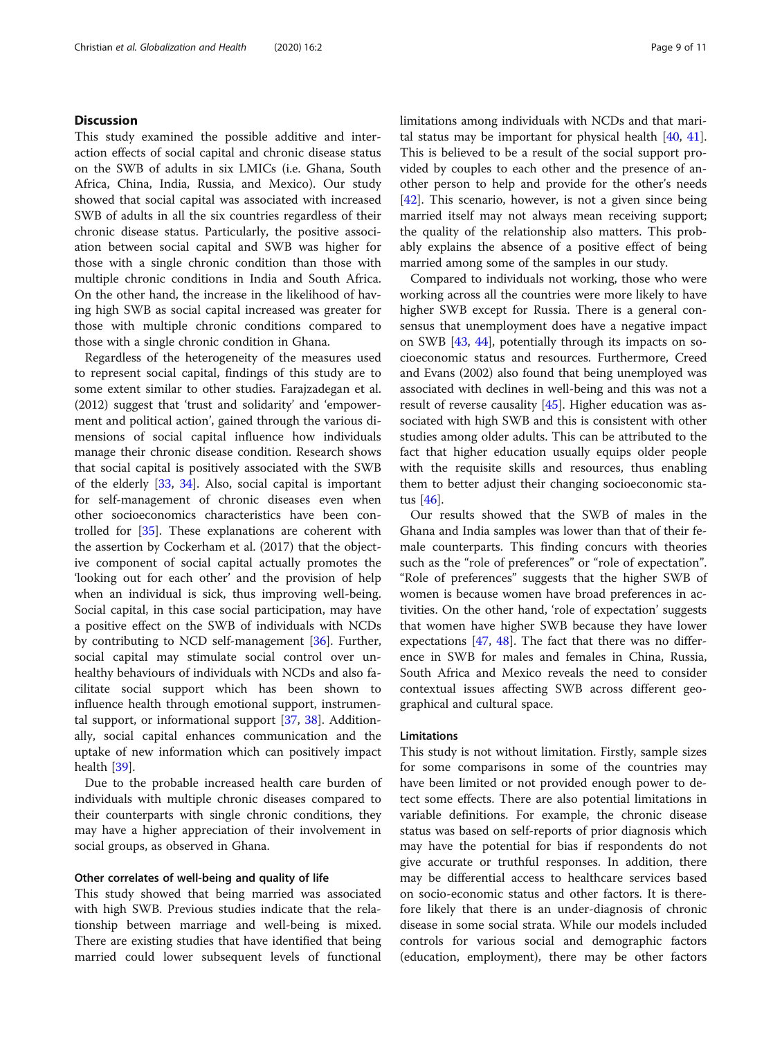## Discussion

This study examined the possible additive and interaction effects of social capital and chronic disease status on the SWB of adults in six LMICs (i.e. Ghana, South Africa, China, India, Russia, and Mexico). Our study showed that social capital was associated with increased SWB of adults in all the six countries regardless of their chronic disease status. Particularly, the positive association between social capital and SWB was higher for those with a single chronic condition than those with multiple chronic conditions in India and South Africa. On the other hand, the increase in the likelihood of having high SWB as social capital increased was greater for those with multiple chronic conditions compared to those with a single chronic condition in Ghana.

Regardless of the heterogeneity of the measures used to represent social capital, findings of this study are to some extent similar to other studies. Farajzadegan et al. (2012) suggest that 'trust and solidarity' and 'empowerment and political action', gained through the various dimensions of social capital influence how individuals manage their chronic disease condition. Research shows that social capital is positively associated with the SWB of the elderly [33, 34]. Also, social capital is important for self-management of chronic diseases even when other socioeconomics characteristics have been controlled for [35]. These explanations are coherent with the assertion by Cockerham et al. (2017) that the objective component of social capital actually promotes the 'looking out for each other' and the provision of help when an individual is sick, thus improving well-being. Social capital, in this case social participation, may have a positive effect on the SWB of individuals with NCDs by contributing to NCD self-management [36]. Further, social capital may stimulate social control over unhealthy behaviours of individuals with NCDs and also facilitate social support which has been shown to influence health through emotional support, instrumental support, or informational support [37, 38]. Additionally, social capital enhances communication and the uptake of new information which can positively impact health [39].

Due to the probable increased health care burden of individuals with multiple chronic diseases compared to their counterparts with single chronic conditions, they may have a higher appreciation of their involvement in social groups, as observed in Ghana.

### Other correlates of well-being and quality of life

This study showed that being married was associated with high SWB. Previous studies indicate that the relationship between marriage and well-being is mixed. There are existing studies that have identified that being married could lower subsequent levels of functional limitations among individuals with NCDs and that marital status may be important for physical health [40, 41]. This is believed to be a result of the social support provided by couples to each other and the presence of another person to help and provide for the other's needs [42]. This scenario, however, is not a given since being married itself may not always mean receiving support; the quality of the relationship also matters. This probably explains the absence of a positive effect of being married among some of the samples in our study.

Compared to individuals not working, those who were working across all the countries were more likely to have higher SWB except for Russia. There is a general consensus that unemployment does have a negative impact on SWB [43, 44], potentially through its impacts on socioeconomic status and resources. Furthermore, Creed and Evans (2002) also found that being unemployed was associated with declines in well-being and this was not a result of reverse causality [45]. Higher education was associated with high SWB and this is consistent with other studies among older adults. This can be attributed to the fact that higher education usually equips older people with the requisite skills and resources, thus enabling them to better adjust their changing socioeconomic status [46].

Our results showed that the SWB of males in the Ghana and India samples was lower than that of their female counterparts. This finding concurs with theories such as the "role of preferences" or "role of expectation". "Role of preferences" suggests that the higher SWB of women is because women have broad preferences in activities. On the other hand, 'role of expectation' suggests that women have higher SWB because they have lower expectations [47, 48]. The fact that there was no difference in SWB for males and females in China, Russia, South Africa and Mexico reveals the need to consider contextual issues affecting SWB across different geographical and cultural space.

### Limitations

This study is not without limitation. Firstly, sample sizes for some comparisons in some of the countries may have been limited or not provided enough power to detect some effects. There are also potential limitations in variable definitions. For example, the chronic disease status was based on self-reports of prior diagnosis which may have the potential for bias if respondents do not give accurate or truthful responses. In addition, there may be differential access to healthcare services based on socio-economic status and other factors. It is therefore likely that there is an under-diagnosis of chronic disease in some social strata. While our models included controls for various social and demographic factors (education, employment), there may be other factors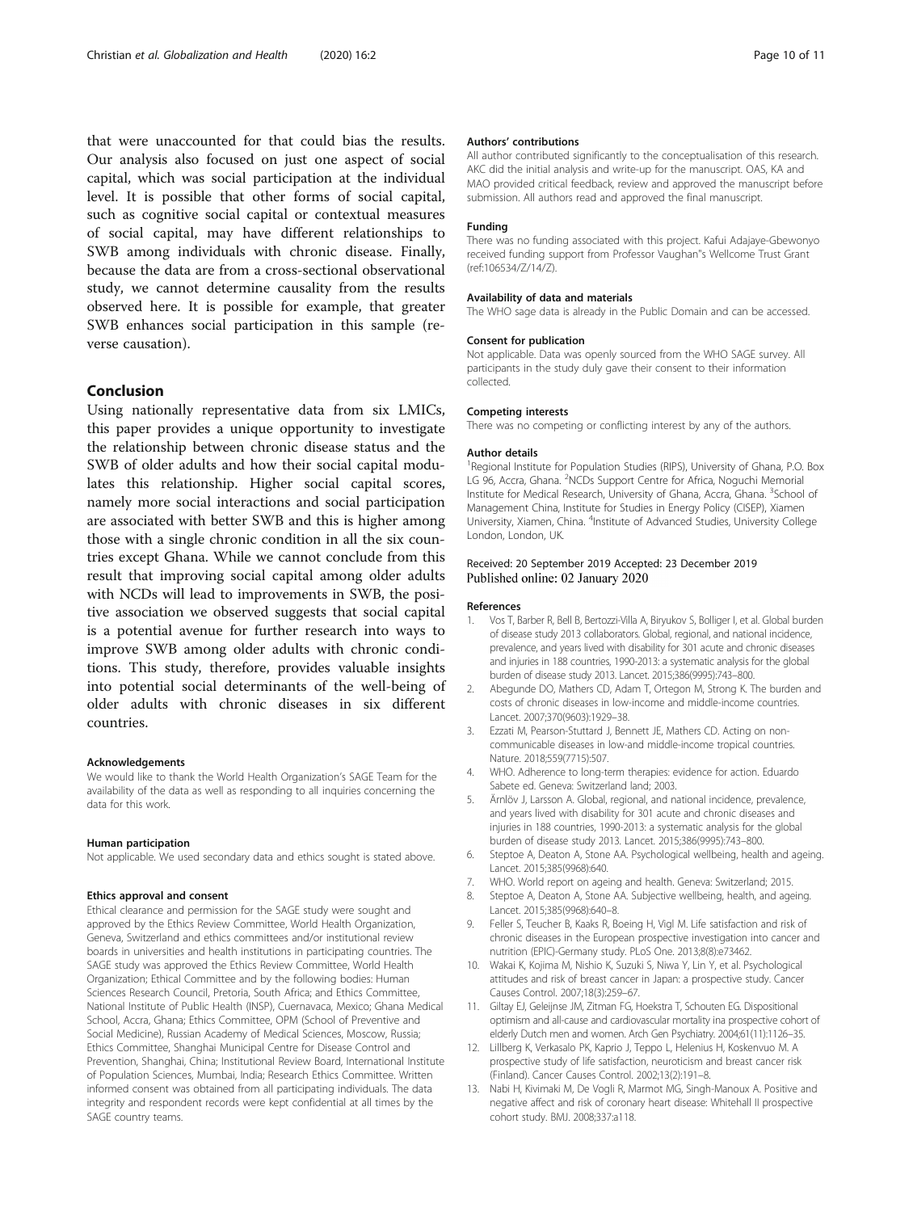that were unaccounted for that could bias the results. Our analysis also focused on just one aspect of social capital, which was social participation at the individual level. It is possible that other forms of social capital, such as cognitive social capital or contextual measures of social capital, may have different relationships to SWB among individuals with chronic disease. Finally, because the data are from a cross-sectional observational study, we cannot determine causality from the results observed here. It is possible for example, that greater SWB enhances social participation in this sample (reverse causation).

## Conclusion

Using nationally representative data from six LMICs, this paper provides a unique opportunity to investigate the relationship between chronic disease status and the SWB of older adults and how their social capital modulates this relationship. Higher social capital scores, namely more social interactions and social participation are associated with better SWB and this is higher among those with a single chronic condition in all the six countries except Ghana. While we cannot conclude from this result that improving social capital among older adults with NCDs will lead to improvements in SWB, the positive association we observed suggests that social capital is a potential avenue for further research into ways to improve SWB among older adults with chronic conditions. This study, therefore, provides valuable insights into potential social determinants of the well-being of older adults with chronic diseases in six different countries.

#### Acknowledgements

We would like to thank the World Health Organization's SAGE Team for the availability of the data as well as responding to all inquiries concerning the data for this work.

#### Human participation

Not applicable. We used secondary data and ethics sought is stated above.

#### Ethics approval and consent

Ethical clearance and permission for the SAGE study were sought and approved by the Ethics Review Committee, World Health Organization, Geneva, Switzerland and ethics committees and/or institutional review boards in universities and health institutions in participating countries. The SAGE study was approved the Ethics Review Committee, World Health Organization; Ethical Committee and by the following bodies: Human Sciences Research Council, Pretoria, South Africa; and Ethics Committee, National Institute of Public Health (INSP), Cuernavaca, Mexico; Ghana Medical School, Accra, Ghana; Ethics Committee, OPM (School of Preventive and Social Medicine), Russian Academy of Medical Sciences, Moscow, Russia; Ethics Committee, Shanghai Municipal Centre for Disease Control and Prevention, Shanghai, China; Institutional Review Board, International Institute of Population Sciences, Mumbai, India; Research Ethics Committee. Written informed consent was obtained from all participating individuals. The data integrity and respondent records were kept confidential at all times by the SAGE country teams.

#### Authors' contributions

All author contributed significantly to the conceptualisation of this research. AKC did the initial analysis and write-up for the manuscript. OAS, KA and MAO provided critical feedback, review and approved the manuscript before submission. All authors read and approved the final manuscript.

#### Funding

There was no funding associated with this project. Kafui Adajaye-Gbewonyo received funding support from Professor Vaughan"s Wellcome Trust Grant (ref:106534/Z/14/Z).

#### Availability of data and materials

The WHO sage data is already in the Public Domain and can be accessed.

#### Consent for publication

Not applicable. Data was openly sourced from the WHO SAGE survey. All participants in the study duly gave their consent to their information collected.

#### Competing interests

There was no competing or conflicting interest by any of the authors.

#### Author details

[1]Regional Institute for Population Studies (RIPS), University of Ghana, P.O. Box LG 96, Accra, Ghana. [2]NCDs Support Centre for Africa, Noguchi Memorial Institute for Medical Research, University of Ghana, Accra, Ghana. [3]School of Management China, Institute for Studies in Energy Policy (CISEP), Xiamen University, Xiamen, China. [4]Institute of Advanced Studies, University College London, London, UK.

Received: 20 September 2019 Accepted: 23 December 2019
Published online: 02 January 2020

#### References

1. Vos T, Barber R, Bell B, Bertozzi-Villa A, Biryukov S, Bolliger I, et al. Global burden of disease study 2013 collaborators. Global, regional, and national incidence, prevalence, and years lived with disability for 301 acute and chronic diseases and injuries in 188 countries, 1990-2013: a systematic analysis for the global burden of disease study 2013. Lancet. 2015;386(9995):743–800.
2. Abegunde DO, Mathers CD, Adam T, Ortegon M, Strong K. The burden and costs of chronic diseases in low-income and middle-income countries. Lancet. 2007;370(9603):1929–38.
3. Ezzati M, Pearson-Stuttard J, Bennett JE, Mathers CD. Acting on non-communicable diseases in low-and middle-income tropical countries. Nature. 2018;559(7715):507.
4. WHO. Adherence to long-term therapies: evidence for action. Eduardo Sabete ed. Geneva: Switzerland land; 2003.
5. Ärnlöv J, Larsson A. Global, regional, and national incidence, prevalence, and years lived with disability for 301 acute and chronic diseases and injuries in 188 countries, 1990-2013: a systematic analysis for the global burden of disease study 2013. Lancet. 2015;386(9995):743–800.
6. Steptoe A, Deaton A, Stone AA. Psychological wellbeing, health and ageing. Lancet. 2015;385(9968):640.
7. WHO. World report on ageing and health. Geneva: Switzerland; 2015.
8. Steptoe A, Deaton A, Stone AA. Subjective wellbeing, health, and ageing. Lancet. 2015;385(9968):640–8.
9. Feller S, Teucher B, Kaaks R, Boeing H, Vigl M. Life satisfaction and risk of chronic diseases in the European prospective investigation into cancer and nutrition (EPIC)-Germany study. PLoS One. 2013;8(8):e73462.
10. Wakai K, Kojima M, Nishio K, Suzuki S, Niwa Y, Lin Y, et al. Psychological attitudes and risk of breast cancer in Japan: a prospective study. Cancer Causes Control. 2007;18(3):259–67.
11. Giltay EJ, Geleijnse JM, Zitman FG, Hoekstra T, Schouten EG. Dispositional optimism and all-cause and cardiovascular mortality ina prospective cohort of elderly Dutch men and women. Arch Gen Psychiatry. 2004;61(11):1126–35.
12. Lillberg K, Verkasalo PK, Kaprio J, Teppo L, Helenius H, Koskenvuo M. A prospective study of life satisfaction, neuroticism and breast cancer risk (Finland). Cancer Causes Control. 2002;13(2):191–8.
13. Nabi H, Kivimaki M, De Vogli R, Marmot MG, Singh-Manoux A. Positive and negative affect and risk of coronary heart disease: Whitehall II prospective cohort study. BMJ. 2008;337:a118.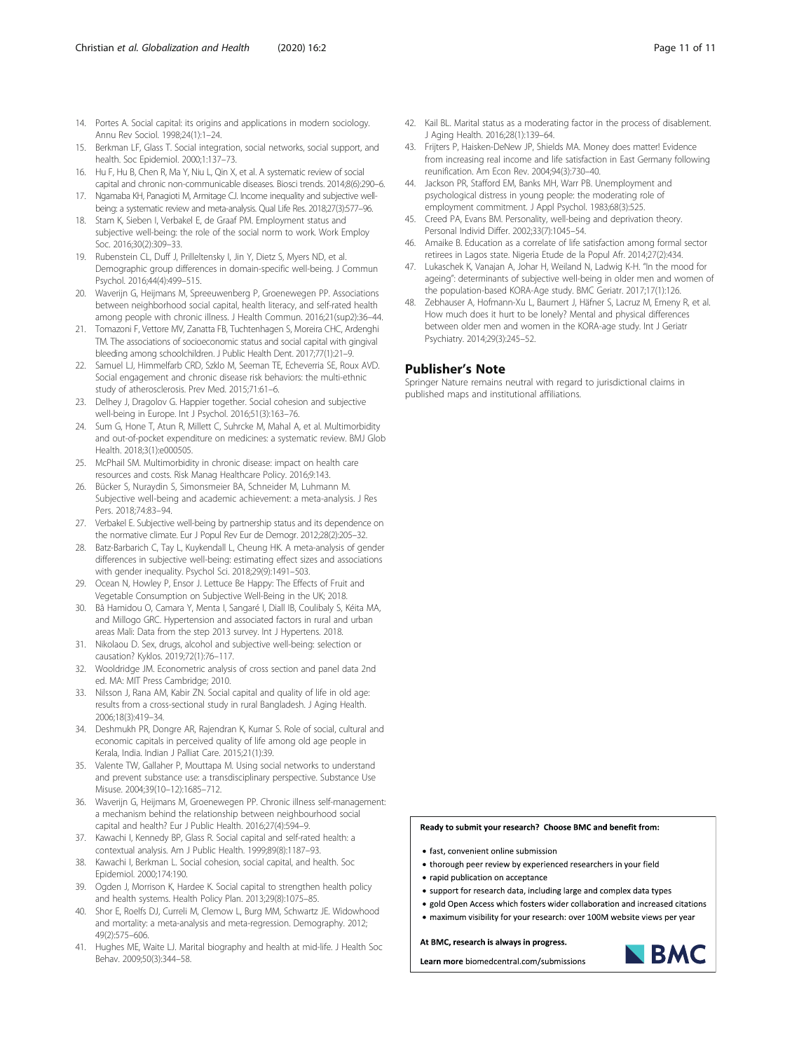14. Portes A. Social capital: its origins and applications in modern sociology. Annu Rev Sociol. 1998;24(1):1–24.
15. Berkman LF, Glass T. Social integration, social networks, social support, and health. Soc Epidemiol. 2000;1:137–73.
16. Hu F, Hu B, Chen R, Ma Y, Niu L, Qin X, et al. A systematic review of social capital and chronic non-communicable diseases. Biosci trends. 2014;8(6):290–6.
17. Ngamaba KH, Panagioti M, Armitage CJ. Income inequality and subjective well-being: a systematic review and meta-analysis. Qual Life Res. 2018;27(3):577–96.
18. Stam K, Sieben I, Verbakel E, de Graaf PM. Employment status and subjective well-being: the role of the social norm to work. Work Employ Soc. 2016;30(2):309–33.
19. Rubenstein CL, Duff J, Prilleltensky I, Jin Y, Dietz S, Myers ND, et al. Demographic group differences in domain-specific well-being. J Commun Psychol. 2016;44(4):499–515.
20. Waverijn G, Heijmans M, Spreeuwenberg P, Groenewegen PP. Associations between neighborhood social capital, health literacy, and self-rated health among people with chronic illness. J Health Commun. 2016;21(sup2):36–44.
21. Tomazoni F, Vettore MV, Zanatta FB, Tuchtenhagen S, Moreira CHC, Ardenghi TM. The associations of socioeconomic status and social capital with gingival bleeding among schoolchildren. J Public Health Dent. 2017;77(1):21–9.
22. Samuel LJ, Himmelfarb CRD, Szklo M, Seeman TE, Echeverria SE, Roux AVD. Social engagement and chronic disease risk behaviors: the multi-ethnic study of atherosclerosis. Prev Med. 2015;71:61–6.
23. Delhey J, Dragolov G. Happier together. Social cohesion and subjective well-being in Europe. Int J Psychol. 2016;51(3):163–76.
24. Sum G, Hone T, Atun R, Millett C, Suhrcke M, Mahal A, et al. Multimorbidity and out-of-pocket expenditure on medicines: a systematic review. BMJ Glob Health. 2018;3(1):e000505.
25. McPhail SM. Multimorbidity in chronic disease: impact on health care resources and costs. Risk Manag Healthcare Policy. 2016;9:143.
26. Bücker S, Nuraydin S, Simonsmeier BA, Schneider M, Luhmann M. Subjective well-being and academic achievement: a meta-analysis. J Res Pers. 2018;74:83–94.
27. Verbakel E. Subjective well-being by partnership status and its dependence on the normative climate. Eur J Popul Rev Eur de Demogr. 2012;28(2):205–32.
28. Batz-Barbarich C, Tay L, Kuykendall L, Cheung HK. A meta-analysis of gender differences in subjective well-being: estimating effect sizes and associations with gender inequality. Psychol Sci. 2018;29(9):1491–503.
29. Ocean N, Howley P, Ensor J. Lettuce Be Happy: The Effects of Fruit and Vegetable Consumption on Subjective Well-Being in the UK; 2018.
30. Bâ Hamidou O, Camara Y, Menta I, Sangaré I, Diall IB, Coulibaly S, Kéita MA, and Millogo GRC. Hypertension and associated factors in rural and urban areas Mali: Data from the step 2013 survey. Int J Hypertens. 2018.
31. Nikolaou D. Sex, drugs, alcohol and subjective well-being: selection or causation? Kyklos. 2019;72(1):76–117.
32. Wooldridge JM. Econometric analysis of cross section and panel data 2nd ed. MA: MIT Press Cambridge; 2010.
33. Nilsson J, Rana AM, Kabir ZN. Social capital and quality of life in old age: results from a cross-sectional study in rural Bangladesh. J Aging Health. 2006;18(3):419–34.
34. Deshmukh PR, Dongre AR, Rajendran K, Kumar S. Role of social, cultural and economic capitals in perceived quality of life among old age people in Kerala, India. Indian J Palliat Care. 2015;21(1):39.
35. Valente TW, Gallaher P, Mouttapa M. Using social networks to understand and prevent substance use: a transdisciplinary perspective. Substance Use Misuse. 2004;39(10–12):1685–712.
36. Waverijn G, Heijmans M, Groenewegen PP. Chronic illness self-management: a mechanism behind the relationship between neighbourhood social capital and health? Eur J Public Health. 2016;27(4):594–9.
37. Kawachi I, Kennedy BP, Glass R. Social capital and self-rated health: a contextual analysis. Am J Public Health. 1999;89(8):1187–93.
38. Kawachi I, Berkman L. Social cohesion, social capital, and health. Soc Epidemiol. 2000;174:190.
39. Ogden J, Morrison K, Hardee K. Social capital to strengthen health policy and health systems. Health Policy Plan. 2013;29(8):1075–85.
40. Shor E, Roelfs DJ, Curreli M, Clemow L, Burg MM, Schwartz JE. Widowhood and mortality: a meta-analysis and meta-regression. Demography. 2012; 49(2):575–606.
41. Hughes ME, Waite LJ. Marital biography and health at mid-life. J Health Soc Behav. 2009;50(3):344–58.
42. Kail BL. Marital status as a moderating factor in the process of disablement. J Aging Health. 2016;28(1):139–64.
43. Frijters P, Haisken-DeNew JP, Shields MA. Money does matter! Evidence from increasing real income and life satisfaction in East Germany following reunification. Am Econ Rev. 2004;94(3):730–40.
44. Jackson PR, Stafford EM, Banks MH, Warr PB. Unemployment and psychological distress in young people: the moderating role of employment commitment. J Appl Psychol. 1983;68(3):525.
45. Creed PA, Evans BM. Personality, well-being and deprivation theory. Personal Individ Differ. 2002;33(7):1045–54.
46. Amaike B. Education as a correlate of life satisfaction among formal sector retirees in Lagos state. Nigeria Etude de la Popul Afr. 2014;27(2):434.
47. Lukaschek K, Vanajan A, Johar H, Weiland N, Ladwig K-H. "In the mood for ageing": determinants of subjective well-being in older men and women of the population-based KORA-Age study. BMC Geriatr. 2017;17(1):126.
48. Zebhauser A, Hofmann-Xu L, Baumert J, Häfner S, Lacruz M, Emeny R, et al. How much does it hurt to be lonely? Mental and physical differences between older men and women in the KORA-age study. Int J Geriatr Psychiatry. 2014;29(3):245–52.

## Publisher's Note

Springer Nature remains neutral with regard to jurisdictional claims in published maps and institutional affiliations.

**Ready to submit your research? Choose BMC and benefit from:**

- fast, convenient online submission
- thorough peer review by experienced researchers in your field
- rapid publication on acceptance
- support for research data, including large and complex data types
- gold Open Access which fosters wider collaboration and increased citations
- maximum visibility for your research: over 100M website views per year

**At BMC, research is always in progress.**

**Learn more** biomedcentral.com/submissions